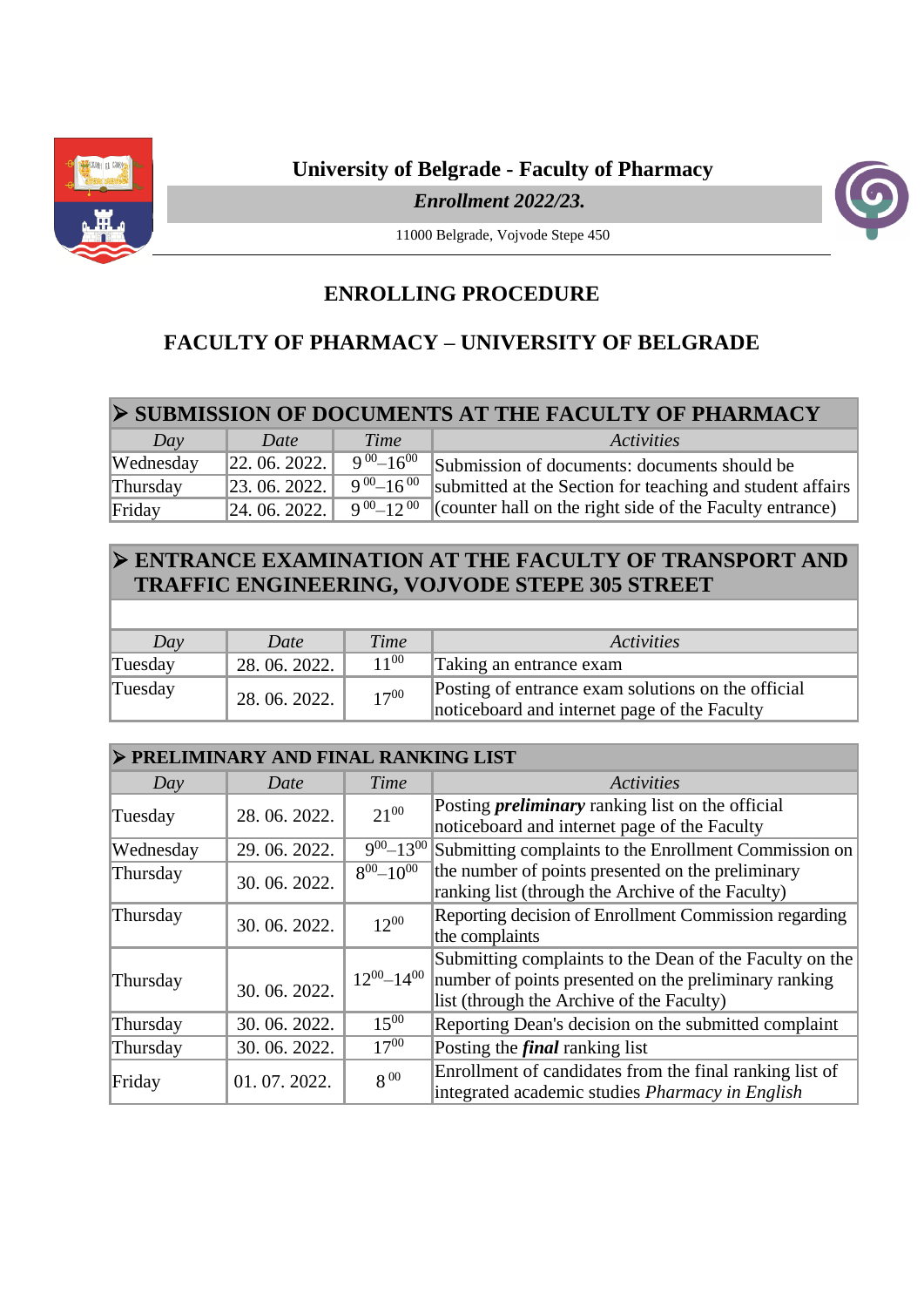**University of Belgrade - Faculty of Pharmacy**

***Enrollment 2022/23.***

11000 Belgrade, Vojvode Stepe 450

## ENROLLING PROCEDURE

## FACULTY OF PHARMACY – UNIVERSITY OF BELGRADE

### ➢ SUBMISSION OF DOCUMENTS AT THE FACULTY OF PHARMACY

| *Day* | *Date* | *Time* | *Activities* |
|---|---|---|---|
| Wednesday | 22. 06. 2022. | $9^{00}$–$16^{00}$ | Submission of documents: documents should be submitted at the Section for teaching and student affairs (counter hall on the right side of the Faculty entrance) |
| Thursday | 23. 06. 2022. | $9^{00}$–$16^{00}$ | |
| Friday | 24. 06. 2022. | $9^{00}$–$12^{00}$ | |

### ➢ ENTRANCE EXAMINATION AT THE FACULTY OF TRANSPORT AND TRAFFIC ENGINEERING, VOJVODE STEPE 305 STREET

| *Day* | *Date* | *Time* | *Activities* |
|---|---|---|---|
| Tuesday | 28. 06. 2022. | $11^{00}$ | Taking an entrance exam |
| Tuesday | 28. 06. 2022. | $17^{00}$ | Posting of entrance exam solutions on the official noticeboard and internet page of the Faculty |

### ➢ PRELIMINARY AND FINAL RANKING LIST

| *Day* | *Date* | *Time* | *Activities* |
|---|---|---|---|
| Tuesday | 28. 06. 2022. | $21^{00}$ | Posting ***preliminary*** ranking list on the official noticeboard and internet page of the Faculty |
| Wednesday | 29. 06. 2022. | $9^{00}$–$13^{00}$ | Submitting complaints to the Enrollment Commission on the number of points presented on the preliminary ranking list (through the Archive of the Faculty) |
| Thursday | 30. 06. 2022. | $8^{00}$–$10^{00}$ | |
| Thursday | 30. 06. 2022. | $12^{00}$ | Reporting decision of Enrollment Commission regarding the complaints |
| Thursday | 30. 06. 2022. | $12^{00}$–$14^{00}$ | Submitting complaints to the Dean of the Faculty on the number of points presented on the preliminary ranking list (through the Archive of the Faculty) |
| Thursday | 30. 06. 2022. | $15^{00}$ | Reporting Dean's decision on the submitted complaint |
| Thursday | 30. 06. 2022. | $17^{00}$ | Posting the ***final*** ranking list |
| Friday | 01. 07. 2022. | $8^{00}$ | Enrollment of candidates from the final ranking list of integrated academic studies *Pharmacy in English* |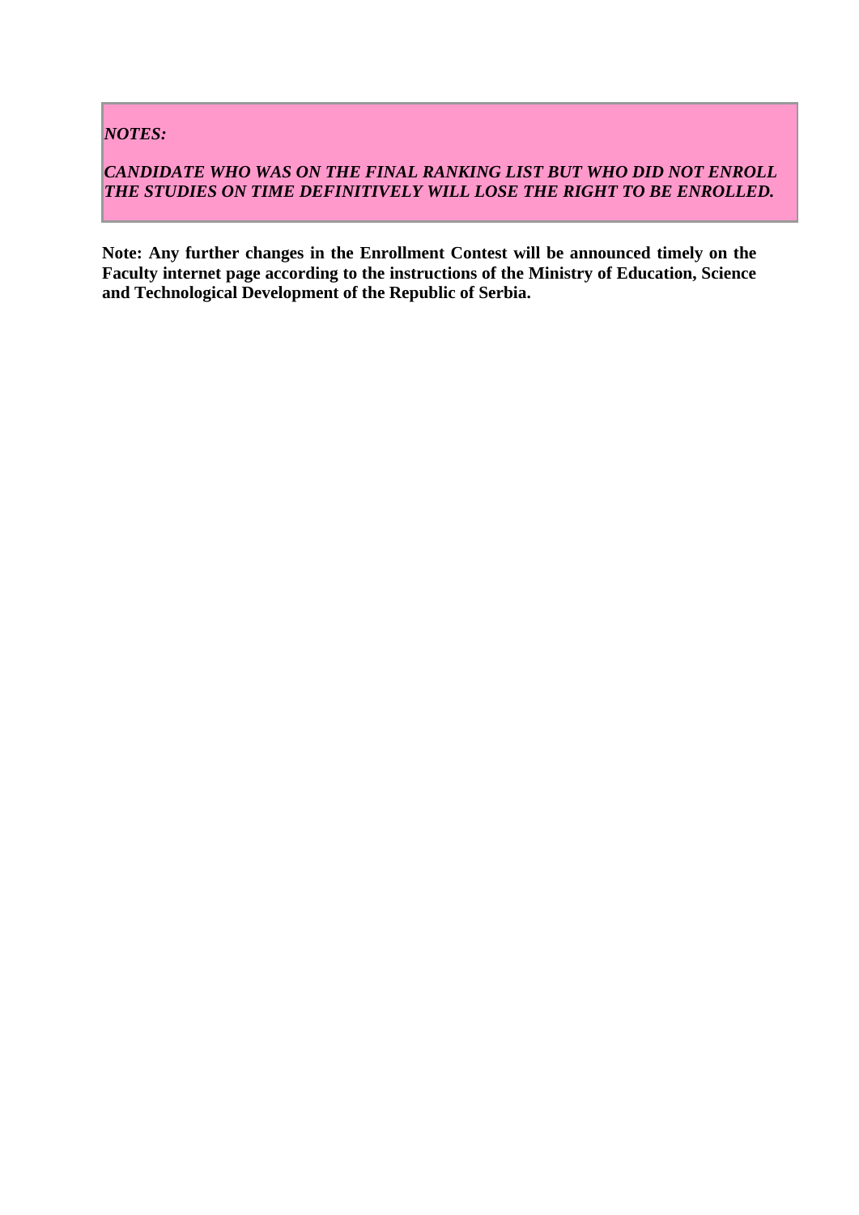*NOTES:*

*CANDIDATE WHO WAS ON THE FINAL RANKING LIST BUT WHO DID NOT ENROLL THE STUDIES ON TIME DEFINITIVELY WILL LOSE THE RIGHT TO BE ENROLLED.*

**Note: Any further changes in the Enrollment Contest will be announced timely on the Faculty internet page according to the instructions of the Ministry of Education, Science and Technological Development of the Republic of Serbia.**